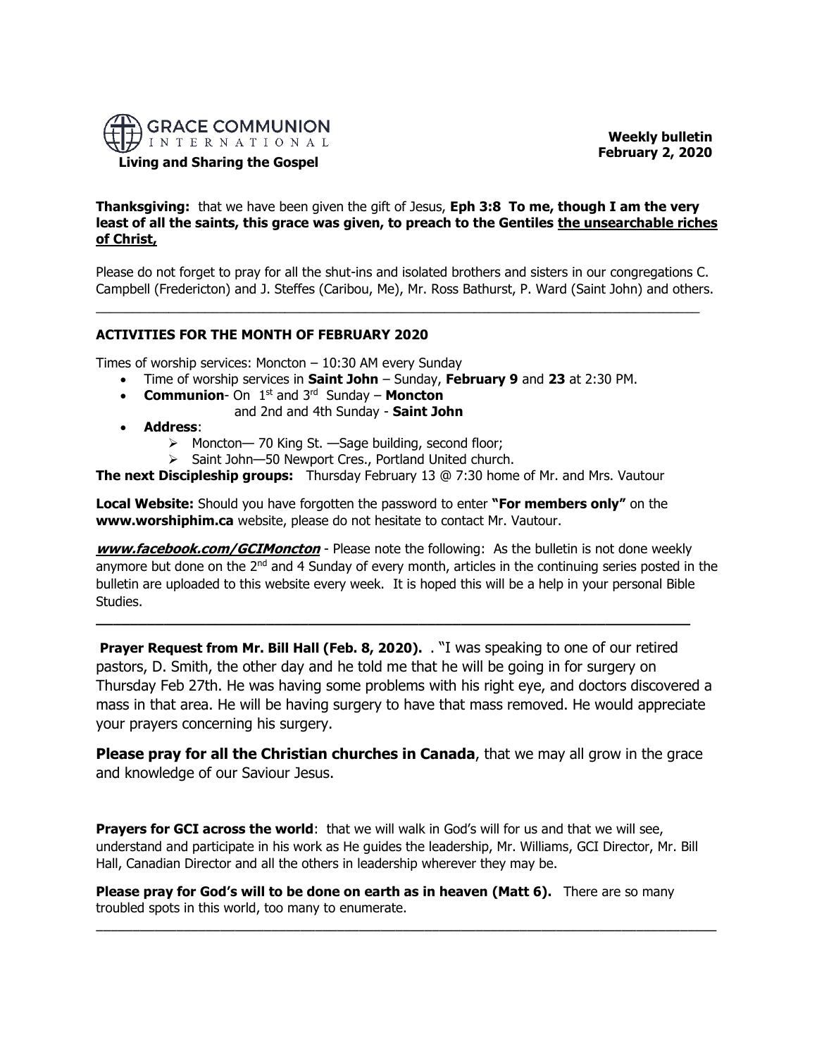GRACE COMMUNION INTERNATIONAL

**Living and Sharing the Gospel**

**Weekly bulletin**
**February 2, 2020**

**Thanksgiving:** that we have been given the gift of Jesus, **Eph 3:8 To me, though I am the very least of all the saints, this grace was given, to preach to the Gentiles <u>the unsearchable riches of Christ,</u>**

Please do not forget to pray for all the shut-ins and isolated brothers and sisters in our congregations C. Campbell (Fredericton) and J. Steffes (Caribou, Me), Mr. Ross Bathurst, P. Ward (Saint John) and others.

---

**ACTIVITIES FOR THE MONTH OF FEBRUARY 2020**

Times of worship services: Moncton – 10:30 AM every Sunday

- Time of worship services in **Saint John** – Sunday, **February 9** and **23** at 2:30 PM.
- **Communion**- On 1st and 3rd Sunday – **Moncton** and 2nd and 4th Sunday - **Saint John**
- **Address**:
  - Moncton— 70 King St. —Sage building, second floor;
  - Saint John—50 Newport Cres., Portland United church.

**The next Discipleship groups:** Thursday February 13 @ 7:30 home of Mr. and Mrs. Vautour

**Local Website:** Should you have forgotten the password to enter **"For members only"** on the **www.worshiphim.ca** website, please do not hesitate to contact Mr. Vautour.

***<u>www.facebook.com/GCIMoncton</u>*** - Please note the following: As the bulletin is not done weekly anymore but done on the 2nd and 4 Sunday of every month, articles in the continuing series posted in the bulletin are uploaded to this website every week. It is hoped this will be a help in your personal Bible Studies.

---

**Prayer Request from Mr. Bill Hall (Feb. 8, 2020).** . "I was speaking to one of our retired pastors, D. Smith, the other day and he told me that he will be going in for surgery on Thursday Feb 27th. He was having some problems with his right eye, and doctors discovered a mass in that area. He will be having surgery to have that mass removed. He would appreciate your prayers concerning his surgery.

**Please pray for all the Christian churches in Canada**, that we may all grow in the grace and knowledge of our Saviour Jesus.

**Prayers for GCI across the world**: that we will walk in God's will for us and that we will see, understand and participate in his work as He guides the leadership, Mr. Williams, GCI Director, Mr. Bill Hall, Canadian Director and all the others in leadership wherever they may be.

**Please pray for God's will to be done on earth as in heaven (Matt 6).** There are so many troubled spots in this world, too many to enumerate.

---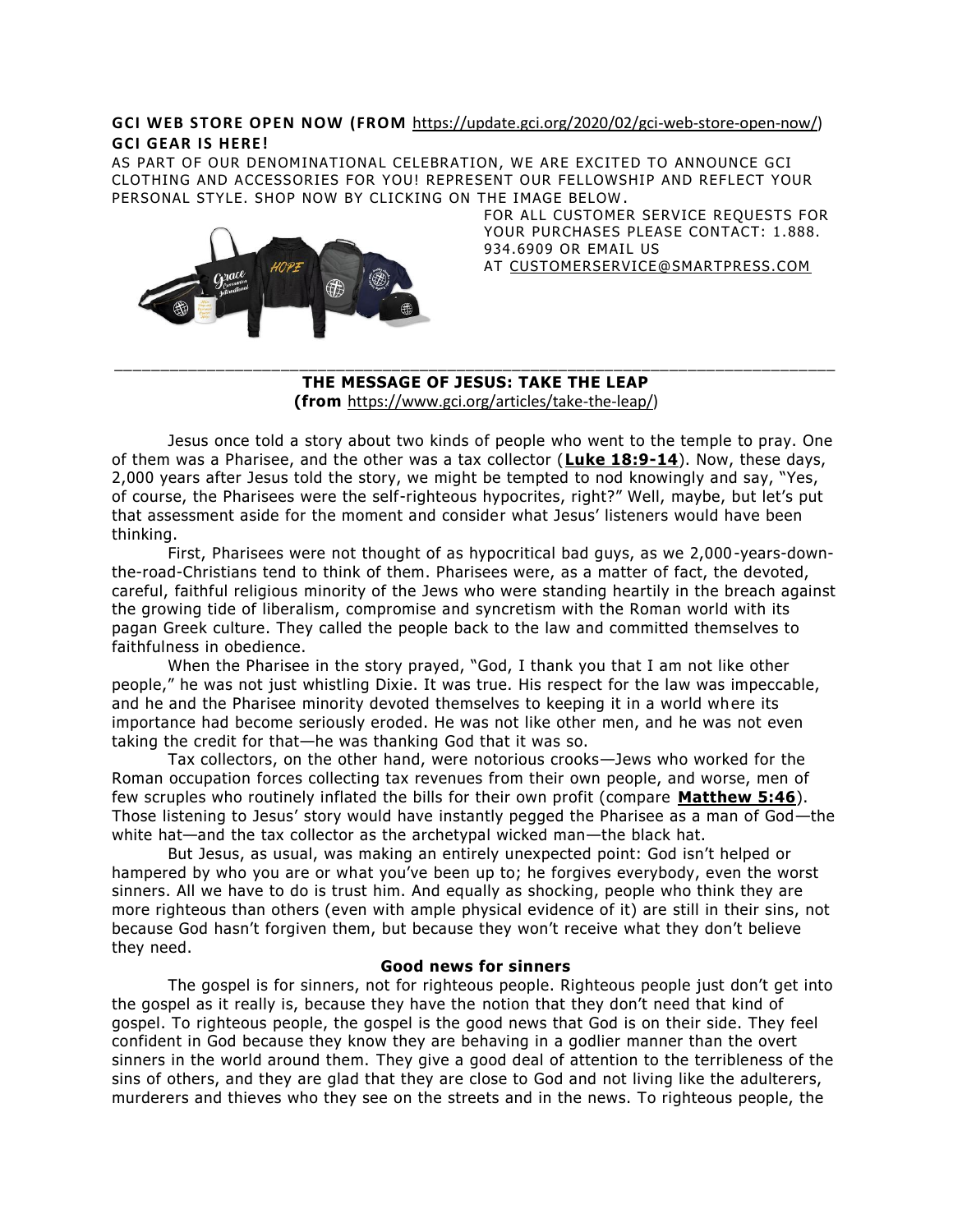**GCI WEB STORE OPEN NOW (FROM** https://update.gci.org/2020/02/gci-web-store-open-now/)
**GCI GEAR IS HERE!**

AS PART OF OUR DENOMINATIONAL CELEBRATION, WE ARE EXCITED TO ANNOUNCE GCI CLOTHING AND ACCESSORIES FOR YOU! REPRESENT OUR FELLOWSHIP AND REFLECT YOUR PERSONAL STYLE. SHOP NOW BY CLICKING ON THE IMAGE BELOW.

FOR ALL CUSTOMER SERVICE REQUESTS FOR YOUR PURCHASES PLEASE CONTACT: 1.888. 934.6909 OR EMAIL US AT CUSTOMERSERVICE@SMARTPRESS.COM

---

## THE MESSAGE OF JESUS: TAKE THE LEAP

**(from** https://www.gci.org/articles/take-the-leap/)

Jesus once told a story about two kinds of people who went to the temple to pray. One of them was a Pharisee, and the other was a tax collector (**Luke 18:9-14**). Now, these days, 2,000 years after Jesus told the story, we might be tempted to nod knowingly and say, "Yes, of course, the Pharisees were the self-righteous hypocrites, right?" Well, maybe, but let's put that assessment aside for the moment and consider what Jesus' listeners would have been thinking.

First, Pharisees were not thought of as hypocritical bad guys, as we 2,000-years-down-the-road-Christians tend to think of them. Pharisees were, as a matter of fact, the devoted, careful, faithful religious minority of the Jews who were standing heartily in the breach against the growing tide of liberalism, compromise and syncretism with the Roman world with its pagan Greek culture. They called the people back to the law and committed themselves to faithfulness in obedience.

When the Pharisee in the story prayed, "God, I thank you that I am not like other people," he was not just whistling Dixie. It was true. His respect for the law was impeccable, and he and the Pharisee minority devoted themselves to keeping it in a world where its importance had become seriously eroded. He was not like other men, and he was not even taking the credit for that—he was thanking God that it was so.

Tax collectors, on the other hand, were notorious crooks—Jews who worked for the Roman occupation forces collecting tax revenues from their own people, and worse, men of few scruples who routinely inflated the bills for their own profit (compare **Matthew 5:46**). Those listening to Jesus' story would have instantly pegged the Pharisee as a man of God—the white hat—and the tax collector as the archetypal wicked man—the black hat.

But Jesus, as usual, was making an entirely unexpected point: God isn't helped or hampered by who you are or what you've been up to; he forgives everybody, even the worst sinners. All we have to do is trust him. And equally as shocking, people who think they are more righteous than others (even with ample physical evidence of it) are still in their sins, not because God hasn't forgiven them, but because they won't receive what they don't believe they need.

### Good news for sinners

The gospel is for sinners, not for righteous people. Righteous people just don't get into the gospel as it really is, because they have the notion that they don't need that kind of gospel. To righteous people, the gospel is the good news that God is on their side. They feel confident in God because they know they are behaving in a godlier manner than the overt sinners in the world around them. They give a good deal of attention to the terribleness of the sins of others, and they are glad that they are close to God and not living like the adulterers, murderers and thieves who they see on the streets and in the news. To righteous people, the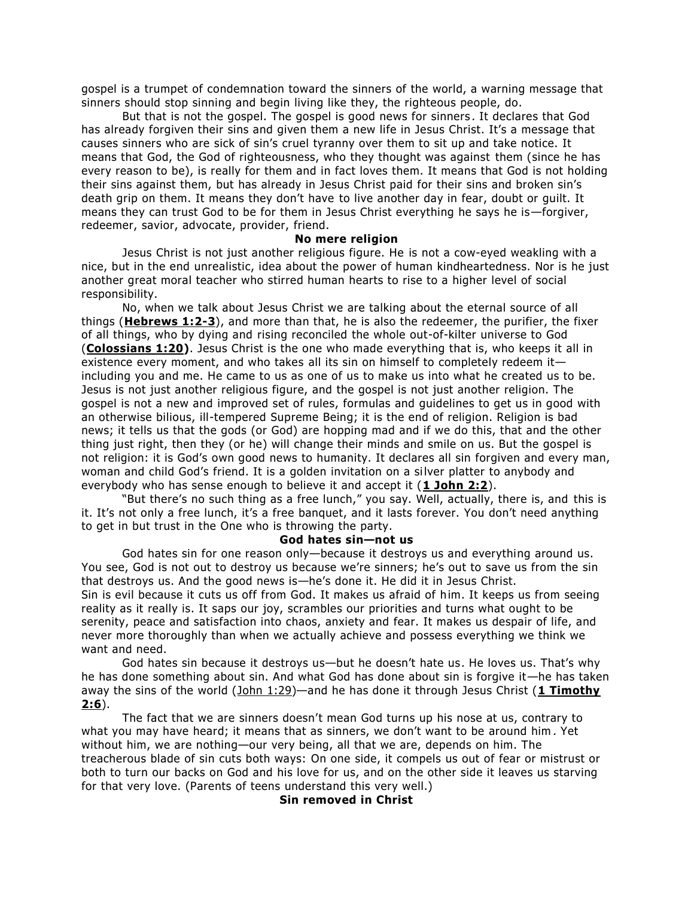gospel is a trumpet of condemnation toward the sinners of the world, a warning message that sinners should stop sinning and begin living like they, the righteous people, do.

But that is not the gospel. The gospel is good news for sinners*.* It declares that God has already forgiven their sins and given them a new life in Jesus Christ. It's a message that causes sinners who are sick of sin's cruel tyranny over them to sit up and take notice. It means that God, the God of righteousness, who they thought was against them (since he has every reason to be), is really for them and in fact loves them. It means that God is not holding their sins against them, but has already in Jesus Christ paid for their sins and broken sin's death grip on them. It means they don't have to live another day in fear, doubt or guilt. It means they can trust God to be for them in Jesus Christ everything he says he is—forgiver, redeemer, savior, advocate, provider, friend.

**No mere religion**

Jesus Christ is not just another religious figure. He is not a cow-eyed weakling with a nice, but in the end unrealistic, idea about the power of human kindheartedness. Nor is he just another great moral teacher who stirred human hearts to rise to a higher level of social responsibility.

No, when we talk about Jesus Christ we are talking about the eternal source of all things (**Hebrews 1:2-3**), and more than that, he is also the redeemer, the purifier, the fixer of all things, who by dying and rising reconciled the whole out-of-kilter universe to God (**Colossians 1:20)**. Jesus Christ is the one who made everything that is, who keeps it all in existence every moment, and who takes all its sin on himself to completely redeem it—including you and me. He came to us as one of us to make us into what he created us to be. Jesus is not just another religious figure, and the gospel is not just another religion. The gospel is not a new and improved set of rules, formulas and guidelines to get us in good with an otherwise bilious, ill-tempered Supreme Being; it is the end of religion. Religion is bad news; it tells us that the gods (or God) are hopping mad and if we do this, that and the other thing just right, then they (or he) will change their minds and smile on us. But the gospel is not religion: it is God's own good news to humanity. It declares all sin forgiven and every man, woman and child God's friend. It is a golden invitation on a silver platter to anybody and everybody who has sense enough to believe it and accept it (**1 John 2:2**).

"But there's no such thing as a free lunch," you say. Well, actually, there is, and this is it. It's not only a free lunch, it's a free banquet, and it lasts forever. You don't need anything to get in but trust in the One who is throwing the party.

**God hates sin—not us**

God hates sin for one reason only—because it destroys us and everything around us. You see, God is not out to destroy us because we're sinners; he's out to save us from the sin that destroys us. And the good news is—he's done it. He did it in Jesus Christ.

Sin is evil because it cuts us off from God. It makes us afraid of him. It keeps us from seeing reality as it really is. It saps our joy, scrambles our priorities and turns what ought to be serenity, peace and satisfaction into chaos, anxiety and fear. It makes us despair of life, and never more thoroughly than when we actually achieve and possess everything we think we want and need.

God hates sin because it destroys us—but he doesn't hate us*.* He loves us. That's why he has done something about sin. And what God has done about sin is forgive it—he has taken away the sins of the world (John 1:29)—and he has done it through Jesus Christ (**1 Timothy 2:6**).

The fact that we are sinners doesn't mean God turns up his nose at us, contrary to what you may have heard; it means that as sinners, we don't want to be around him*.* Yet without him, we are nothing—our very being, all that we are, depends on him. The treacherous blade of sin cuts both ways: On one side, it compels us out of fear or mistrust or both to turn our backs on God and his love for us, and on the other side it leaves us starving for that very love. (Parents of teens understand this very well.)

**Sin removed in Christ**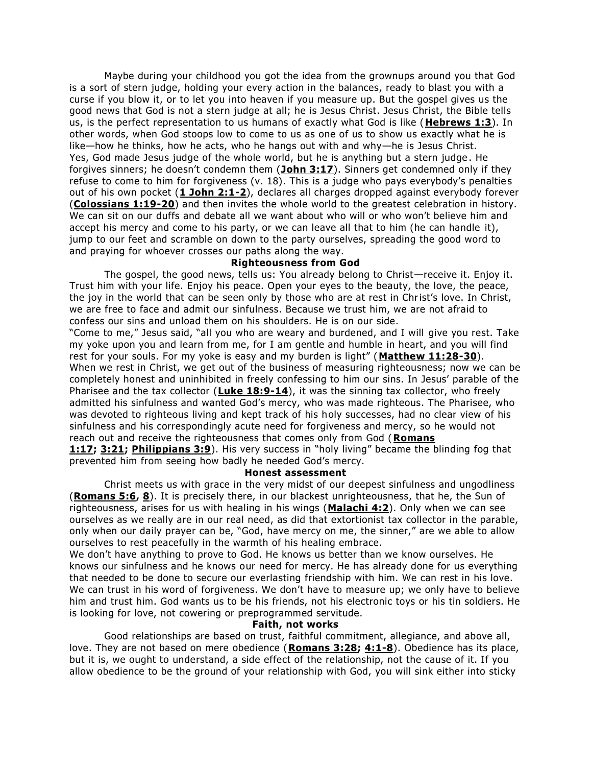Maybe during your childhood you got the idea from the grownups around you that God is a sort of stern judge, holding your every action in the balances, ready to blast you with a curse if you blow it, or to let you into heaven if you measure up. But the gospel gives us the good news that God is not a stern judge at all; he is Jesus Christ. Jesus Christ, the Bible tells us, is the perfect representation to us humans of exactly what God is like (**Hebrews 1:3**). In other words, when God stoops low to come to us as one of us to show us exactly what he is like—how he thinks, how he acts, who he hangs out with and why—he is Jesus Christ.

Yes, God made Jesus judge of the whole world, but he is anything but a stern judge. He forgives sinners; he doesn't condemn them (**John 3:17**). Sinners get condemned only if they refuse to come to him for forgiveness (v. 18). This is a judge who pays everybody's penalties out of his own pocket (**1 John 2:1-2**), declares all charges dropped against everybody forever (**Colossians 1:19-20**) and then invites the whole world to the greatest celebration in history. We can sit on our duffs and debate all we want about who will or who won't believe him and accept his mercy and come to his party, or we can leave all that to him (he can handle it), jump to our feet and scramble on down to the party ourselves, spreading the good word to and praying for whoever crosses our paths along the way.

**Righteousness from God**

The gospel, the good news, tells us: You already belong to Christ—receive it. Enjoy it. Trust him with your life. Enjoy his peace. Open your eyes to the beauty, the love, the peace, the joy in the world that can be seen only by those who are at rest in Christ's love. In Christ, we are free to face and admit our sinfulness. Because we trust him, we are not afraid to confess our sins and unload them on his shoulders. He is on our side.

"Come to me," Jesus said, "all you who are weary and burdened, and I will give you rest. Take my yoke upon you and learn from me, for I am gentle and humble in heart, and you will find rest for your souls. For my yoke is easy and my burden is light" (**Matthew 11:28-30**).

When we rest in Christ, we get out of the business of measuring righteousness; now we can be completely honest and uninhibited in freely confessing to him our sins. In Jesus' parable of the Pharisee and the tax collector (**Luke 18:9-14**), it was the sinning tax collector, who freely admitted his sinfulness and wanted God's mercy, who was made righteous. The Pharisee, who was devoted to righteous living and kept track of his holy successes, had no clear view of his sinfulness and his correspondingly acute need for forgiveness and mercy, so he would not reach out and receive the righteousness that comes only from God (**Romans 1:17; 3:21; Philippians 3:9**). His very success in "holy living" became the blinding fog that prevented him from seeing how badly he needed God's mercy.

**Honest assessment**

Christ meets us with grace in the very midst of our deepest sinfulness and ungodliness (**Romans 5:6, 8**). It is precisely there, in our blackest unrighteousness, that he, the Sun of righteousness, arises for us with healing in his wings (**Malachi 4:2**). Only when we can see ourselves as we really are in our real need, as did that extortionist tax collector in the parable, only when our daily prayer can be, "God, have mercy on me, the sinner," are we able to allow ourselves to rest peacefully in the warmth of his healing embrace.

We don't have anything to prove to God. He knows us better than we know ourselves. He knows our sinfulness and he knows our need for mercy. He has already done for us everything that needed to be done to secure our everlasting friendship with him. We can rest in his love. We can trust in his word of forgiveness. We don't have to measure up; we only have to believe him and trust him. God wants us to be his friends, not his electronic toys or his tin soldiers. He is looking for love, not cowering or preprogrammed servitude.

**Faith, not works**

Good relationships are based on trust, faithful commitment, allegiance, and above all, love. They are not based on mere obedience (**Romans 3:28; 4:1-8**). Obedience has its place, but it is, we ought to understand, a side effect of the relationship, not the cause of it. If you allow obedience to be the ground of your relationship with God, you will sink either into sticky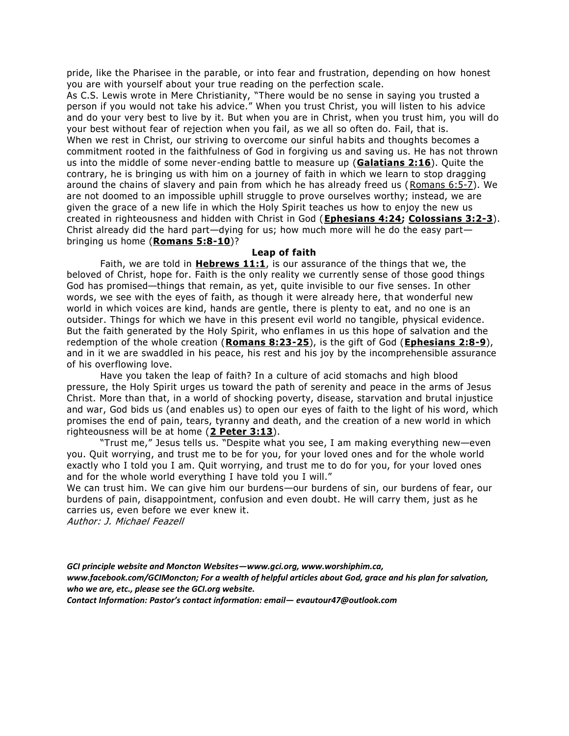pride, like the Pharisee in the parable, or into fear and frustration, depending on how honest you are with yourself about your true reading on the perfection scale.

As C.S. Lewis wrote in Mere Christianity, "There would be no sense in saying you trusted a person if you would not take his advice." When you trust Christ, you will listen to his advice and do your very best to live by it. But when you are in Christ, when you trust him, you will do your best without fear of rejection when you fail, as we all so often do. Fail, that is.

When we rest in Christ, our striving to overcome our sinful habits and thoughts becomes a commitment rooted in the faithfulness of God in forgiving us and saving us. He has not thrown us into the middle of some never-ending battle to measure up (**Galatians 2:16**). Quite the contrary, he is bringing us with him on a journey of faith in which we learn to stop dragging around the chains of slavery and pain from which he has already freed us (Romans 6:5-7). We are not doomed to an impossible uphill struggle to prove ourselves worthy; instead, we are given the grace of a new life in which the Holy Spirit teaches us how to enjoy the new us created in righteousness and hidden with Christ in God (**Ephesians 4:24; Colossians 3:2-3**). Christ already did the hard part—dying for us; how much more will he do the easy part—bringing us home (**Romans 5:8-10**)?

**Leap of faith**

Faith, we are told in **Hebrews 11:1**, is our assurance of the things that we, the beloved of Christ, hope for. Faith is the only reality we currently sense of those good things God has promised—things that remain, as yet, quite invisible to our five senses. In other words, we see with the eyes of faith, as though it were already here, that wonderful new world in which voices are kind, hands are gentle, there is plenty to eat, and no one is an outsider. Things for which we have in this present evil world no tangible, physical evidence. But the faith generated by the Holy Spirit, who enflames in us this hope of salvation and the redemption of the whole creation (**Romans 8:23-25**), is the gift of God (**Ephesians 2:8-9**), and in it we are swaddled in his peace, his rest and his joy by the incomprehensible assurance of his overflowing love.

Have you taken the leap of faith? In a culture of acid stomachs and high blood pressure, the Holy Spirit urges us toward the path of serenity and peace in the arms of Jesus Christ. More than that, in a world of shocking poverty, disease, starvation and brutal injustice and war, God bids us (and enables us) to open our eyes of faith to the light of his word, which promises the end of pain, tears, tyranny and death, and the creation of a new world in which righteousness will be at home (**2 Peter 3:13**).

"Trust me," Jesus tells us. "Despite what you see, I am making everything new—even you. Quit worrying, and trust me to be for you, for your loved ones and for the whole world exactly who I told you I am. Quit worrying, and trust me to do for you, for your loved ones and for the whole world everything I have told you I will."

We can trust him. We can give him our burdens—our burdens of sin, our burdens of fear, our burdens of pain, disappointment, confusion and even doubt. He will carry them, just as he carries us, even before we ever knew it.

*Author: J. Michael Feazell*

***GCI principle website and Moncton Websites—www.gci.org, www.worshiphim.ca, www.facebook.com/GCIMoncton; For a wealth of helpful articles about God, grace and his plan for salvation, who we are, etc., please see the GCI.org website.***

***Contact Information: Pastor's contact information: email— evautour47@outlook.com***